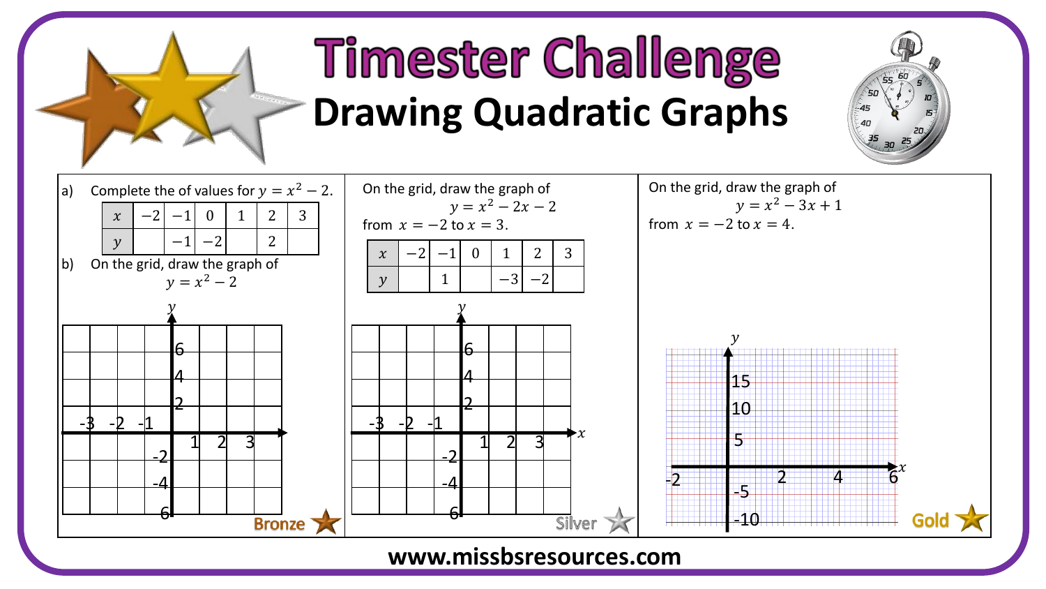# Timester Challenge

## Drawing Quadratic Graphs

### Bronze

a) Complete the of values for $y = x^2 - 2$.

| $x$ | $-2$ | $-1$ | $0$ | $1$ | $2$ | $3$ |
|---|---|---|---|---|---|---|
| $y$ | | $-1$ | $-2$ | | $2$ | |

b) On the grid, draw the graph of

$$y = x^2 - 2$$

### Silver

On the grid, draw the graph of

$$y = x^2 - 2x - 2$$

from $x = -2$ to $x = 3$.

| $x$ | $-2$ | $-1$ | $0$ | $1$ | $2$ | $3$ |
|---|---|---|---|---|---|---|
| $y$ | | $1$ | | $-3$ | $-2$ | |

### Gold

On the grid, draw the graph of

$$y = x^2 - 3x + 1$$

from $x = -2$ to $x = 4$.

www.missbsresources.com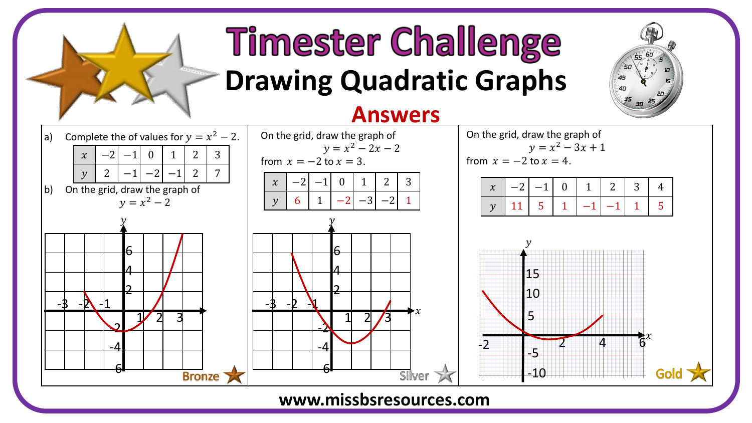# Timester Challenge

## Drawing Quadratic Graphs

## Answers

a) Complete the of values for $y = x^2 - 2$.

| $x$ | $-2$ | $-1$ | $0$ | $1$ | $2$ | $3$ |
|---|---|---|---|---|---|---|
| $y$ | $2$ | $-1$ | $-2$ | $-1$ | $2$ | $7$ |

b) On the grid, draw the graph of

$$y = x^2 - 2$$

y

6
4
2
-3 -2 -1
1 2 3
-2
-4
-6

Bronze

On the grid, draw the graph of

$$y = x^2 - 2x - 2$$

from $x = -2$ to $x = 3$.

| $x$ | $-2$ | $-1$ | $0$ | $1$ | $2$ | $3$ |
|---|---|---|---|---|---|---|
| $y$ | $6$ | $1$ | $-2$ | $-3$ | $-2$ | $1$ |

y

6
4
2
-3 -2 -1
1 2 3
x
-2
-4
-6

Silver

On the grid, draw the graph of

$$y = x^2 - 3x + 1$$

from $x = -2$ to $x = 4$.

| $x$ | $-2$ | $-1$ | $0$ | $1$ | $2$ | $3$ | $4$ |
|---|---|---|---|---|---|---|---|
| $y$ | $11$ | $5$ | $1$ | $-1$ | $-1$ | $1$ | $5$ |

y

15
10
5
-2
2
4
6
x
-5
-10

Gold

www.missbsresources.com